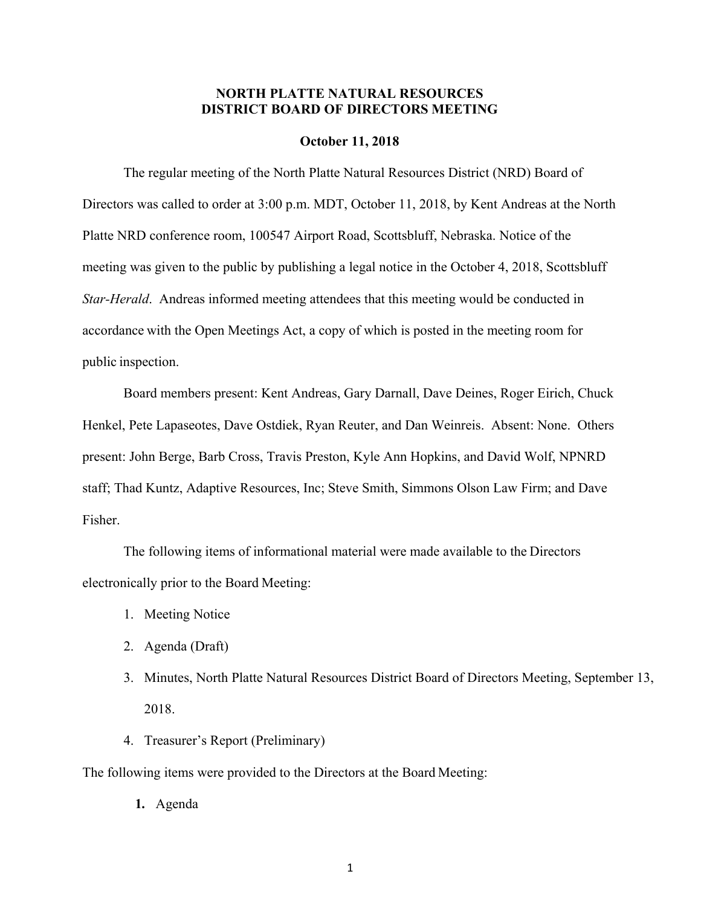# NORTH PLATTE NATURAL RESOURCES DISTRICT BOARD OF DIRECTORS MEETING

**October 11, 2018**

The regular meeting of the North Platte Natural Resources District (NRD) Board of Directors was called to order at 3:00 p.m. MDT, October 11, 2018, by Kent Andreas at the North Platte NRD conference room, 100547 Airport Road, Scottsbluff, Nebraska. Notice of the meeting was given to the public by publishing a legal notice in the October 4, 2018, Scottsbluff *Star-Herald*. Andreas informed meeting attendees that this meeting would be conducted in accordance with the Open Meetings Act, a copy of which is posted in the meeting room for public inspection.

Board members present: Kent Andreas, Gary Darnall, Dave Deines, Roger Eirich, Chuck Henkel, Pete Lapaseotes, Dave Ostdiek, Ryan Reuter, and Dan Weinreis. Absent: None. Others present: John Berge, Barb Cross, Travis Preston, Kyle Ann Hopkins, and David Wolf, NPNRD staff; Thad Kuntz, Adaptive Resources, Inc; Steve Smith, Simmons Olson Law Firm; and Dave Fisher.

The following items of informational material were made available to the Directors electronically prior to the Board Meeting:

1. Meeting Notice
2. Agenda (Draft)
3. Minutes, North Platte Natural Resources District Board of Directors Meeting, September 13, 2018.
4. Treasurer's Report (Preliminary)

The following items were provided to the Directors at the Board Meeting:

1. Agenda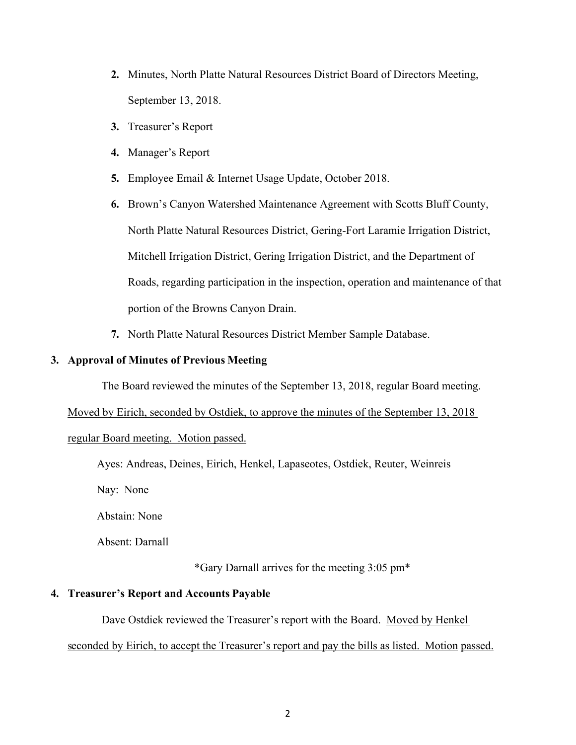2. **2.** Minutes, North Platte Natural Resources District Board of Directors Meeting, September 13, 2018.
3. **3.** Treasurer's Report
4. **4.** Manager's Report
5. **5.** Employee Email & Internet Usage Update, October 2018.
6. **6.** Brown's Canyon Watershed Maintenance Agreement with Scotts Bluff County, North Platte Natural Resources District, Gering-Fort Laramie Irrigation District, Mitchell Irrigation District, Gering Irrigation District, and the Department of Roads, regarding participation in the inspection, operation and maintenance of that portion of the Browns Canyon Drain.
7. **7.** North Platte Natural Resources District Member Sample Database.

**3. Approval of Minutes of Previous Meeting**

The Board reviewed the minutes of the September 13, 2018, regular Board meeting. <u>Moved by Eirich, seconded by Ostdiek, to approve the minutes of the September 13, 2018 regular Board meeting. Motion passed.</u>

Ayes: Andreas, Deines, Eirich, Henkel, Lapaseotes, Ostdiek, Reuter, Weinreis

Nay: None

Abstain: None

Absent: Darnall

*Gary Darnall arrives for the meeting 3:05 pm*

**4. Treasurer's Report and Accounts Payable**

Dave Ostdiek reviewed the Treasurer's report with the Board. <u>Moved by Henkel seconded by Eirich, to accept the Treasurer's report and pay the bills as listed. Motion passed.</u>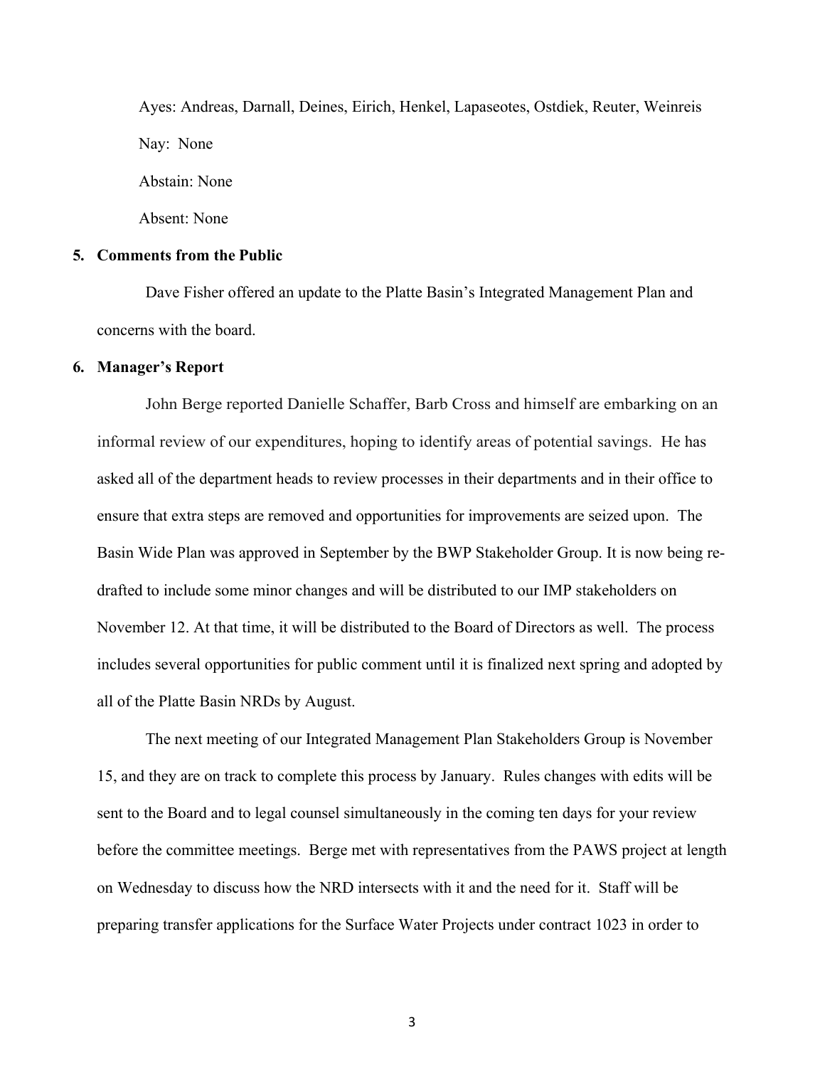Ayes: Andreas, Darnall, Deines, Eirich, Henkel, Lapaseotes, Ostdiek, Reuter, Weinreis

Nay: None

Abstain: None

Absent: None

**5. Comments from the Public**

Dave Fisher offered an update to the Platte Basin's Integrated Management Plan and concerns with the board.

**6. Manager's Report**

John Berge reported Danielle Schaffer, Barb Cross and himself are embarking on an informal review of our expenditures, hoping to identify areas of potential savings. He has asked all of the department heads to review processes in their departments and in their office to ensure that extra steps are removed and opportunities for improvements are seized upon. The Basin Wide Plan was approved in September by the BWP Stakeholder Group. It is now being re-drafted to include some minor changes and will be distributed to our IMP stakeholders on November 12. At that time, it will be distributed to the Board of Directors as well. The process includes several opportunities for public comment until it is finalized next spring and adopted by all of the Platte Basin NRDs by August.

The next meeting of our Integrated Management Plan Stakeholders Group is November 15, and they are on track to complete this process by January. Rules changes with edits will be sent to the Board and to legal counsel simultaneously in the coming ten days for your review before the committee meetings. Berge met with representatives from the PAWS project at length on Wednesday to discuss how the NRD intersects with it and the need for it. Staff will be preparing transfer applications for the Surface Water Projects under contract 1023 in order to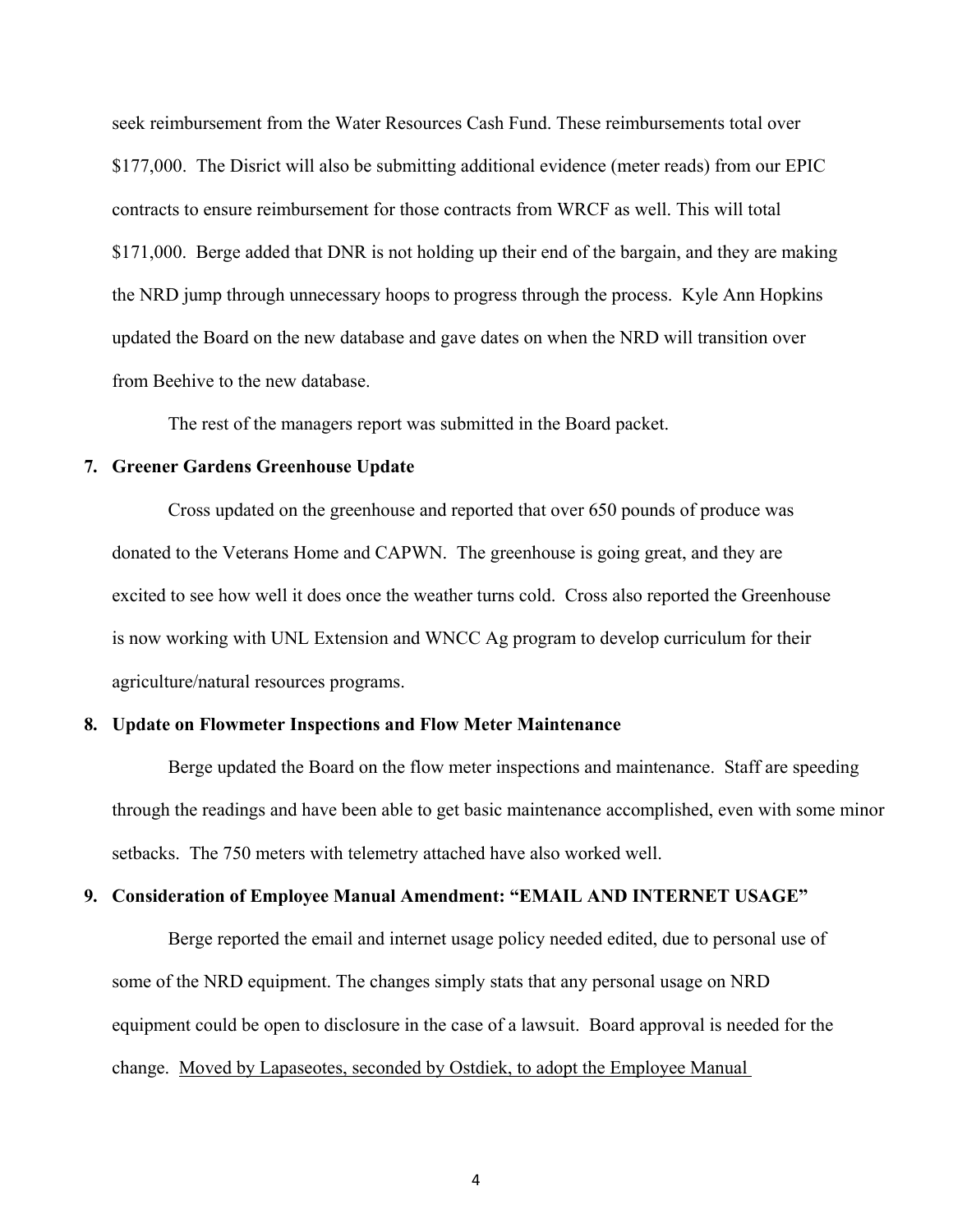seek reimbursement from the Water Resources Cash Fund. These reimbursements total over $177,000. The Disrict will also be submitting additional evidence (meter reads) from our EPIC contracts to ensure reimbursement for those contracts from WRCF as well. This will total $171,000. Berge added that DNR is not holding up their end of the bargain, and they are making the NRD jump through unnecessary hoops to progress through the process. Kyle Ann Hopkins updated the Board on the new database and gave dates on when the NRD will transition over from Beehive to the new database.

The rest of the managers report was submitted in the Board packet.

**7. Greener Gardens Greenhouse Update**

Cross updated on the greenhouse and reported that over 650 pounds of produce was donated to the Veterans Home and CAPWN. The greenhouse is going great, and they are excited to see how well it does once the weather turns cold. Cross also reported the Greenhouse is now working with UNL Extension and WNCC Ag program to develop curriculum for their agriculture/natural resources programs.

**8. Update on Flowmeter Inspections and Flow Meter Maintenance**

Berge updated the Board on the flow meter inspections and maintenance. Staff are speeding through the readings and have been able to get basic maintenance accomplished, even with some minor setbacks. The 750 meters with telemetry attached have also worked well.

**9. Consideration of Employee Manual Amendment: "EMAIL AND INTERNET USAGE"**

Berge reported the email and internet usage policy needed edited, due to personal use of some of the NRD equipment. The changes simply stats that any personal usage on NRD equipment could be open to disclosure in the case of a lawsuit. Board approval is needed for the change. <u>Moved by Lapaseotes, seconded by Ostdiek, to adopt the Employee Manual</u>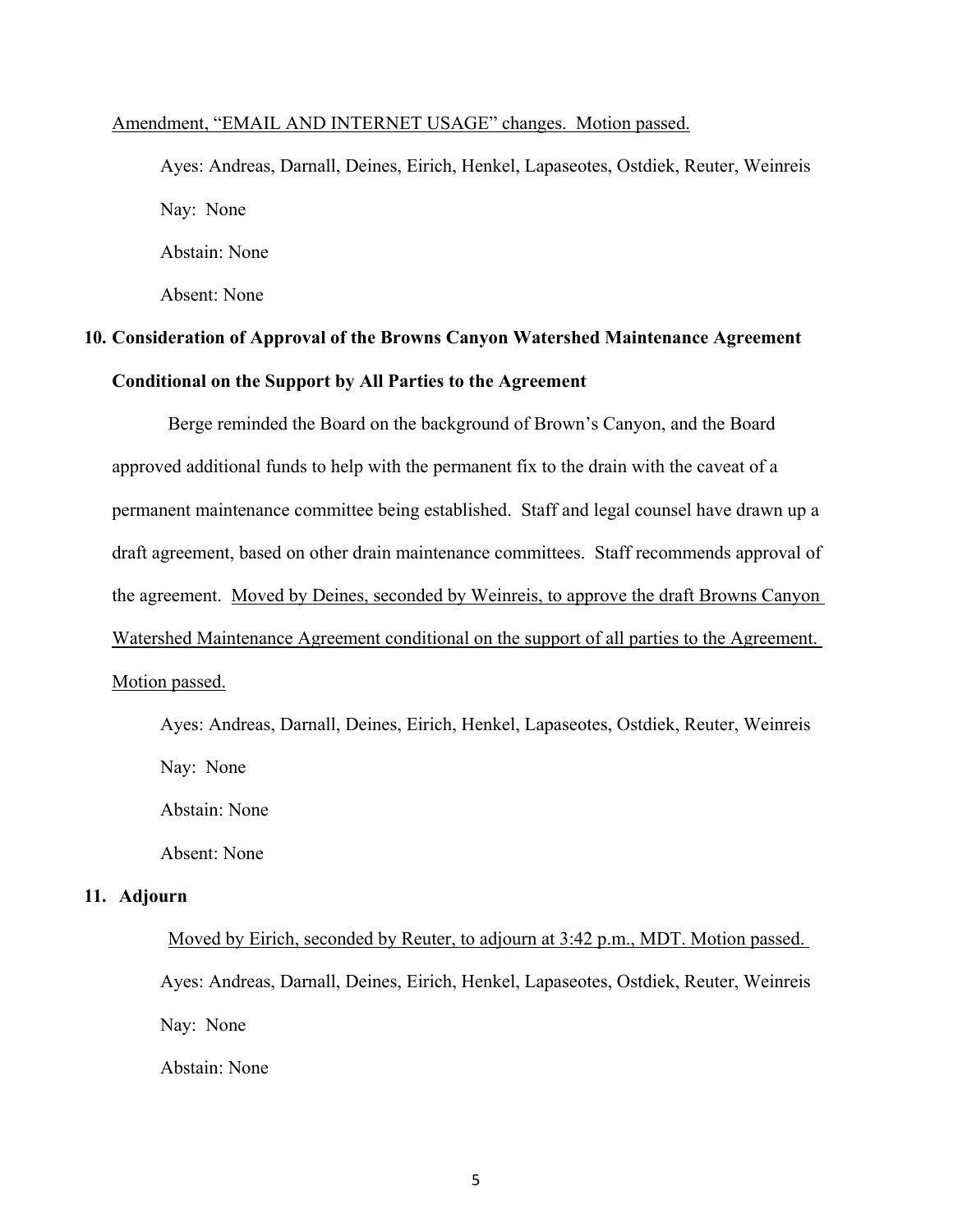Amendment, "EMAIL AND INTERNET USAGE" changes.  Motion passed.

Ayes: Andreas, Darnall, Deines, Eirich, Henkel, Lapaseotes, Ostdiek, Reuter, Weinreis

Nay:  None

Abstain: None

Absent: None

**10. Consideration of Approval of the Browns Canyon Watershed Maintenance Agreement Conditional on the Support by All Parties to the Agreement**

Berge reminded the Board on the background of Brown's Canyon, and the Board approved additional funds to help with the permanent fix to the drain with the caveat of a permanent maintenance committee being established.  Staff and legal counsel have drawn up a draft agreement, based on other drain maintenance committees.  Staff recommends approval of the agreement.  Moved by Deines, seconded by Weinreis, to approve the draft Browns Canyon Watershed Maintenance Agreement conditional on the support of all parties to the Agreement. Motion passed.

Ayes: Andreas, Darnall, Deines, Eirich, Henkel, Lapaseotes, Ostdiek, Reuter, Weinreis

Nay:  None

Abstain: None

Absent: None

**11. Adjourn**

Moved by Eirich, seconded by Reuter, to adjourn at 3:42 p.m., MDT. Motion passed.

Ayes: Andreas, Darnall, Deines, Eirich, Henkel, Lapaseotes, Ostdiek, Reuter, Weinreis

Nay:  None

Abstain: None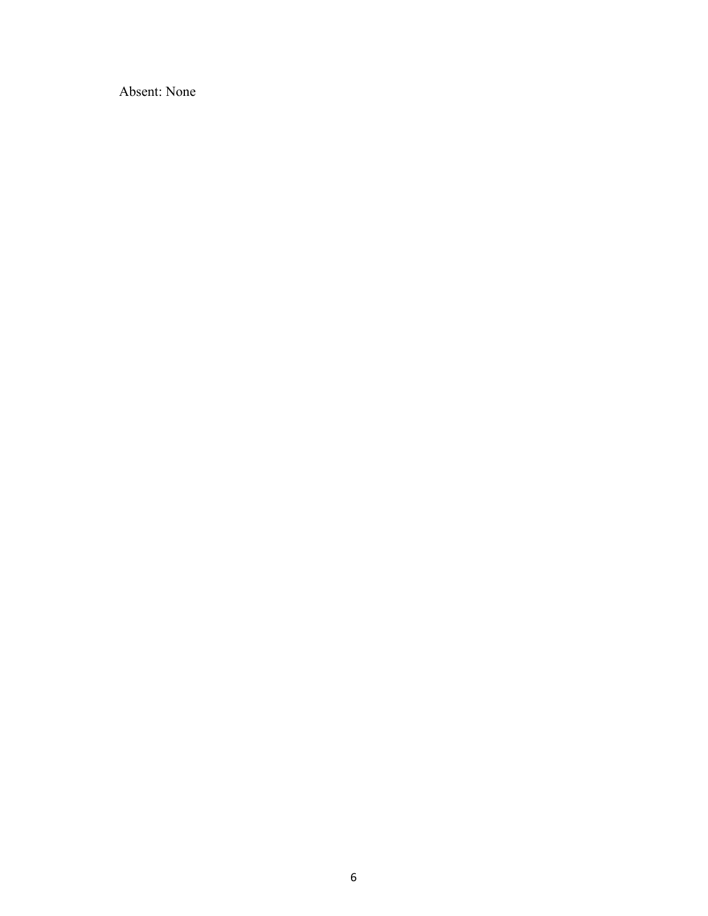Absent: None